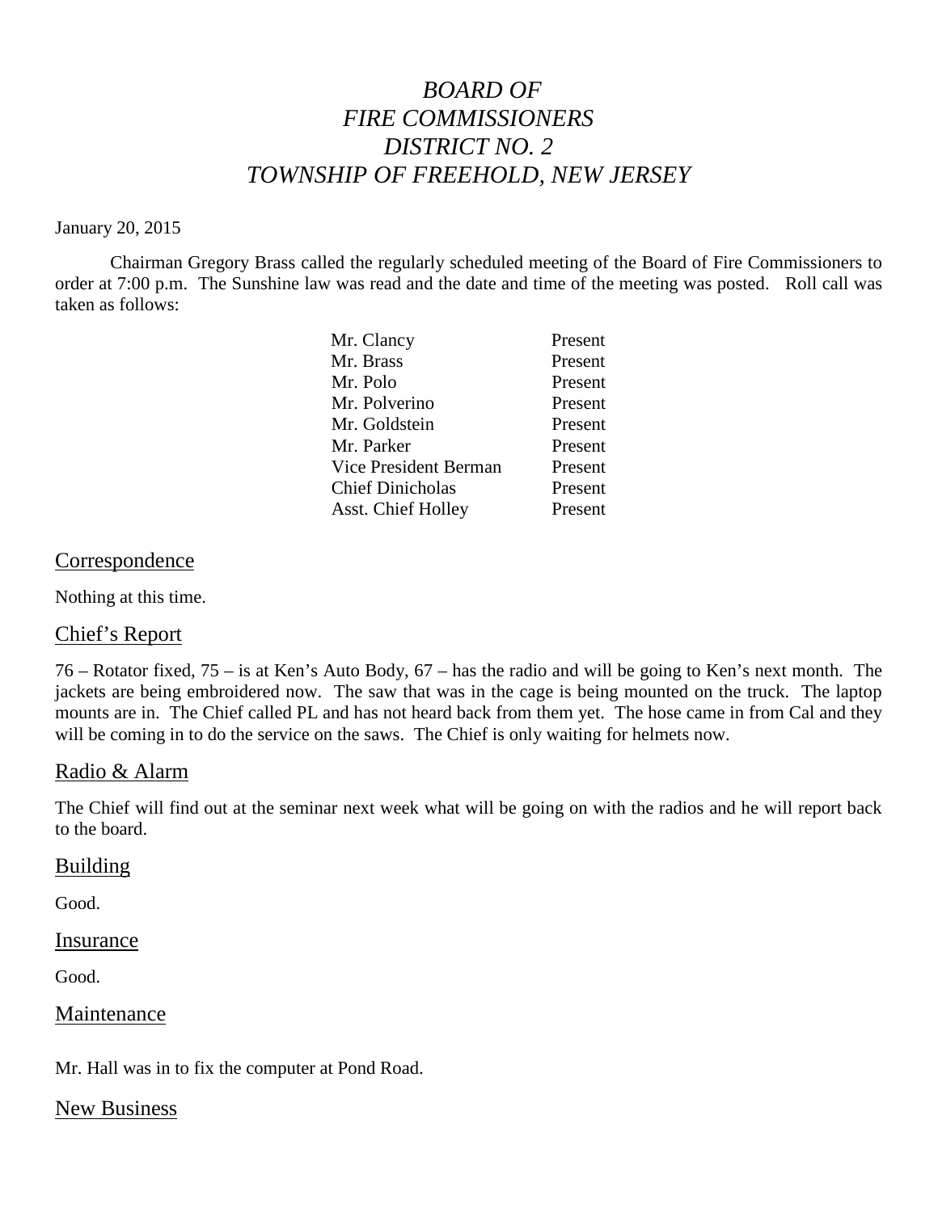# *BOARD OF FIRE COMMISSIONERS DISTRICT NO. 2 TOWNSHIP OF FREEHOLD, NEW JERSEY*

January 20, 2015

Chairman Gregory Brass called the regularly scheduled meeting of the Board of Fire Commissioners to order at 7:00 p.m. The Sunshine law was read and the date and time of the meeting was posted. Roll call was taken as follows:

| | |
|---|---|
| Mr. Clancy | Present |
| Mr. Brass | Present |
| Mr. Polo | Present |
| Mr. Polverino | Present |
| Mr. Goldstein | Present |
| Mr. Parker | Present |
| Vice President Berman | Present |
| Chief Dinicholas | Present |
| Asst. Chief Holley | Present |

## Correspondence

Nothing at this time.

## Chief's Report

76 – Rotator fixed, 75 – is at Ken's Auto Body, 67 – has the radio and will be going to Ken's next month. The jackets are being embroidered now. The saw that was in the cage is being mounted on the truck. The laptop mounts are in. The Chief called PL and has not heard back from them yet. The hose came in from Cal and they will be coming in to do the service on the saws. The Chief is only waiting for helmets now.

## Radio & Alarm

The Chief will find out at the seminar next week what will be going on with the radios and he will report back to the board.

## Building

Good.

## Insurance

Good.

## Maintenance

Mr. Hall was in to fix the computer at Pond Road.

## New Business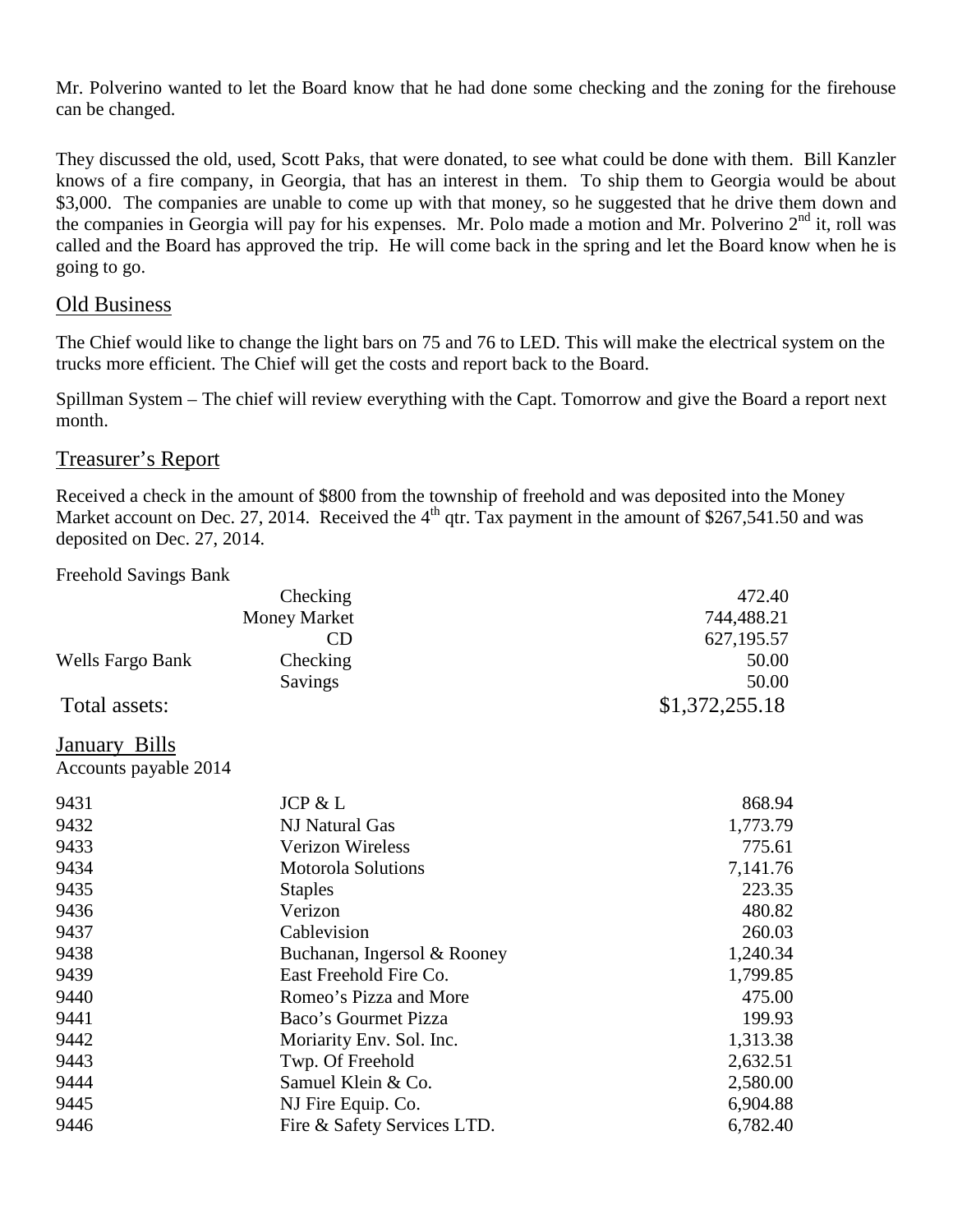Mr. Polverino wanted to let the Board know that he had done some checking and the zoning for the firehouse can be changed.

They discussed the old, used, Scott Paks, that were donated, to see what could be done with them. Bill Kanzler knows of a fire company, in Georgia, that has an interest in them. To ship them to Georgia would be about $3,000. The companies are unable to come up with that money, so he suggested that he drive them down and the companies in Georgia will pay for his expenses. Mr. Polo made a motion and Mr. Polverino 2nd it, roll was called and the Board has approved the trip. He will come back in the spring and let the Board know when he is going to go.

## Old Business

The Chief would like to change the light bars on 75 and 76 to LED. This will make the electrical system on the trucks more efficient. The Chief will get the costs and report back to the Board.

Spillman System – The chief will review everything with the Capt. Tomorrow and give the Board a report next month.

## Treasurer's Report

Received a check in the amount of $800 from the township of freehold and was deposited into the Money Market account on Dec. 27, 2014. Received the 4th qtr. Tax payment in the amount of $267,541.50 and was deposited on Dec. 27, 2014.

| Freehold Savings Bank | | |
|---|---|---|
| | Checking | 472.40 |
| | Money Market | 744,488.21 |
| | CD | 627,195.57 |
| Wells Fargo Bank | Checking | 50.00 |
| | Savings | 50.00 |
| Total assets: | | $1,372,255.18 |

## January Bills

Accounts payable 2014

| | | |
|---|---|---|
| 9431 | JCP & L | 868.94 |
| 9432 | NJ Natural Gas | 1,773.79 |
| 9433 | Verizon Wireless | 775.61 |
| 9434 | Motorola Solutions | 7,141.76 |
| 9435 | Staples | 223.35 |
| 9436 | Verizon | 480.82 |
| 9437 | Cablevision | 260.03 |
| 9438 | Buchanan, Ingersol & Rooney | 1,240.34 |
| 9439 | East Freehold Fire Co. | 1,799.85 |
| 9440 | Romeo's Pizza and More | 475.00 |
| 9441 | Baco's Gourmet Pizza | 199.93 |
| 9442 | Moriarity Env. Sol. Inc. | 1,313.38 |
| 9443 | Twp. Of Freehold | 2,632.51 |
| 9444 | Samuel Klein & Co. | 2,580.00 |
| 9445 | NJ Fire Equip. Co. | 6,904.88 |
| 9446 | Fire & Safety Services LTD. | 6,782.40 |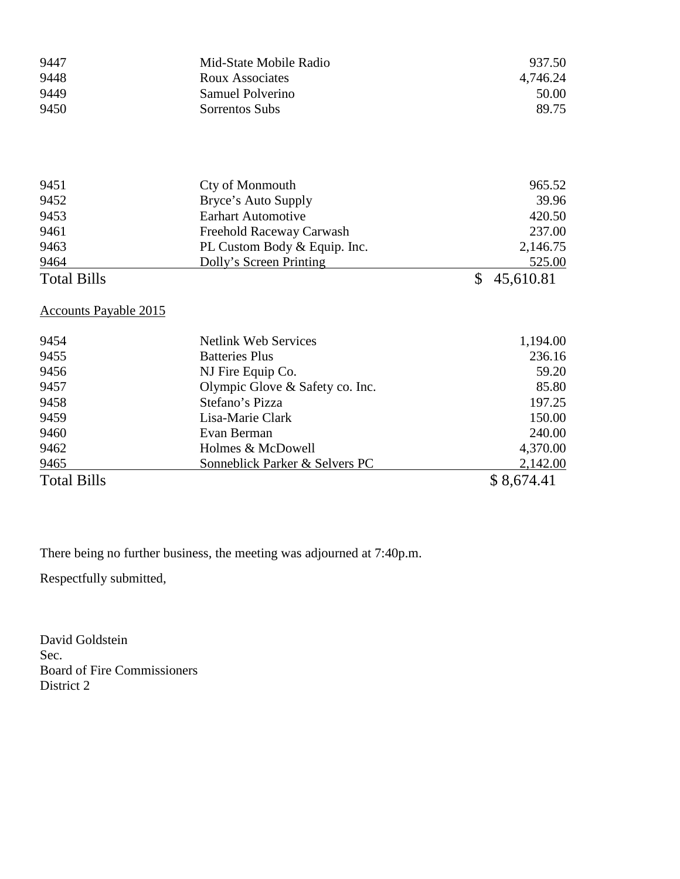| | | |
|---|---|---|
| 9447 | Mid-State Mobile Radio | 937.50 |
| 9448 | Roux Associates | 4,746.24 |
| 9449 | Samuel Polverino | 50.00 |
| 9450 | Sorrentos Subs | 89.75 |

| | | |
|---|---|---|
| 9451 | Cty of Monmouth | 965.52 |
| 9452 | Bryce's Auto Supply | 39.96 |
| 9453 | Earhart Automotive | 420.50 |
| 9461 | Freehold Raceway Carwash | 237.00 |
| 9463 | PL Custom Body & Equip. Inc. | 2,146.75 |
| 9464 | Dolly's Screen Printing | 525.00 |
| Total Bills | | $ 45,610.81 |

Accounts Payable 2015

| | | |
|---|---|---|
| 9454 | Netlink Web Services | 1,194.00 |
| 9455 | Batteries Plus | 236.16 |
| 9456 | NJ Fire Equip Co. | 59.20 |
| 9457 | Olympic Glove & Safety co. Inc. | 85.80 |
| 9458 | Stefano's Pizza | 197.25 |
| 9459 | Lisa-Marie Clark | 150.00 |
| 9460 | Evan Berman | 240.00 |
| 9462 | Holmes & McDowell | 4,370.00 |
| 9465 | Sonneblick Parker & Selvers PC | 2,142.00 |
| Total Bills | | $ 8,674.41 |

There being no further business, the meeting was adjourned at 7:40p.m.

Respectfully submitted,

David Goldstein  
Sec.  
Board of Fire Commissioners  
District 2